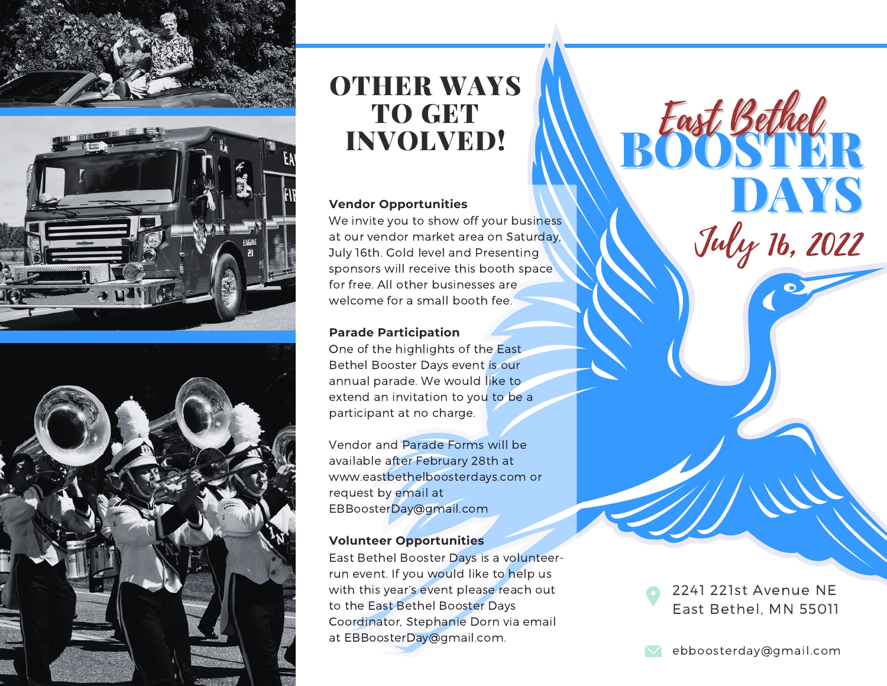# OTHER WAYS TO GET INVOLVED!

**Vendor Opportunities**
We invite you to show off your business at our vendor market area on Saturday, July 16th. Gold level and Presenting sponsors will receive this booth space for free. All other businesses are welcome for a small booth fee.

**Parade Participation**
One of the highlights of the East Bethel Booster Days event is our annual parade. We would like to extend an invitation to you to be a participant at no charge.

Vendor and Parade Forms will be available after February 28th at www.eastbethelboosterdays.com or request by email at EBBoosterDay@gmail.com

**Volunteer Opportunities**
East Bethel Booster Days is a volunteer-run event. If you would like to help us with this year's event please reach out to the East Bethel Booster Days Coordinator, Stephanie Dorn via email at EBBoosterDay@gmail.com.

# East Bethel BOOSTER DAYS

## July 16, 2022

2241 221st Avenue NE
East Bethel, MN 55011

ebboosterday@gmail.com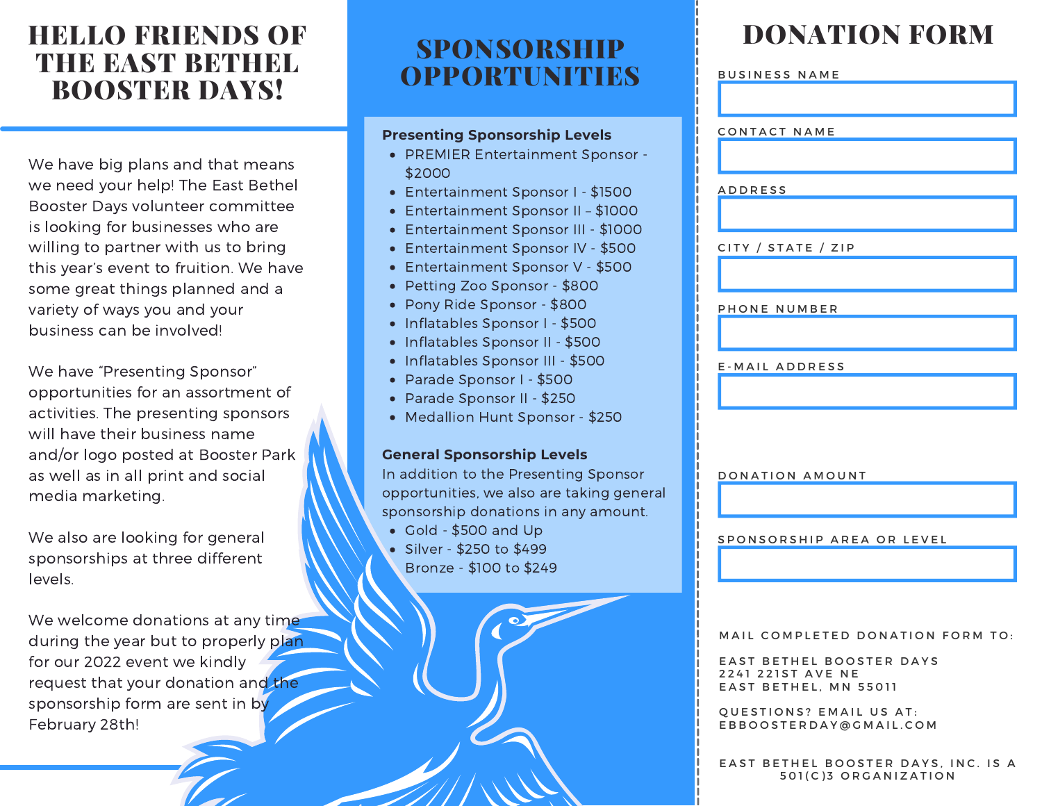# HELLO FRIENDS OF THE EAST BETHEL BOOSTER DAYS!

We have big plans and that means we need your help! The East Bethel Booster Days volunteer committee is looking for businesses who are willing to partner with us to bring this year's event to fruition. We have some great things planned and a variety of ways you and your business can be involved!

We have "Presenting Sponsor" opportunities for an assortment of activities. The presenting sponsors will have their business name and/or logo posted at Booster Park as well as in all print and social media marketing.

We also are looking for general sponsorships at three different levels.

We welcome donations at any time during the year but to properly plan for our 2022 event we kindly request that your donation and the sponsorship form are sent in by February 28th!

# SPONSORSHIP OPPORTUNITIES

**Presenting Sponsorship Levels**

- PREMIER Entertainment Sponsor - $2000
- Entertainment Sponsor I - $1500
- Entertainment Sponsor II – $1000
- Entertainment Sponsor III - $1000
- Entertainment Sponsor IV - $500
- Entertainment Sponsor V - $500
- Petting Zoo Sponsor - $800
- Pony Ride Sponsor - $800
- Inflatables Sponsor I - $500
- Inflatables Sponsor II - $500
- Inflatables Sponsor III - $500
- Parade Sponsor I - $500
- Parade Sponsor II - $250
- Medallion Hunt Sponsor - $250

**General Sponsorship Levels**

In addition to the Presenting Sponsor opportunities, we also are taking general sponsorship donations in any amount.

- Gold - $500 and Up
- Silver - $250 to $499
- Bronze - $100 to $249

# DONATION FORM

BUSINESS NAME

CONTACT NAME

ADDRESS

CITY / STATE / ZIP

PHONE NUMBER

E-MAIL ADDRESS

DONATION AMOUNT

SPONSORSHIP AREA OR LEVEL

MAIL COMPLETED DONATION FORM TO:

EAST BETHEL BOOSTER DAYS
2241 221ST AVE NE
EAST BETHEL, MN 55011

QUESTIONS? EMAIL US AT:
EBBOOSTERDAY@GMAIL.COM

EAST BETHEL BOOSTER DAYS, INC. IS A 501(C)3 ORGANIZATION